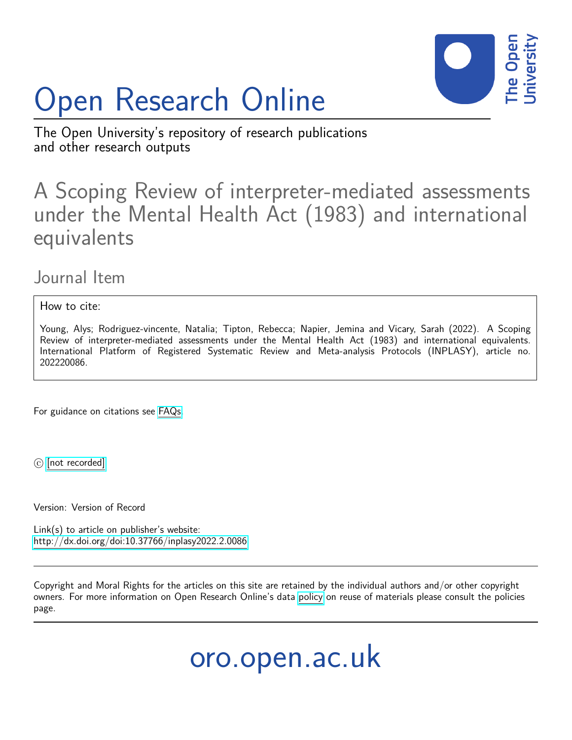# Open Research Online

The Open University's repository of research publications and other research outputs

## A Scoping Review of interpreter-mediated assessments under the Mental Health Act (1983) and international equivalents

### Journal Item

How to cite:

Young, Alys; Rodriguez-vincente, Natalia; Tipton, Rebecca; Napier, Jemina and Vicary, Sarah (2022). A Scoping Review of interpreter-mediated assessments under the Mental Health Act (1983) and international equivalents. International Platform of Registered Systematic Review and Meta-analysis Protocols (INPLASY), article no. 202220086.

For guidance on citations see FAQs.

© [not recorded]

Version: Version of Record

Link(s) to article on publisher's website:
http://dx.doi.org/doi:10.37766/inplasy2022.2.0086

Copyright and Moral Rights for the articles on this site are retained by the individual authors and/or other copyright owners. For more information on Open Research Online's data policy on reuse of materials please consult the policies page.

oro.open.ac.uk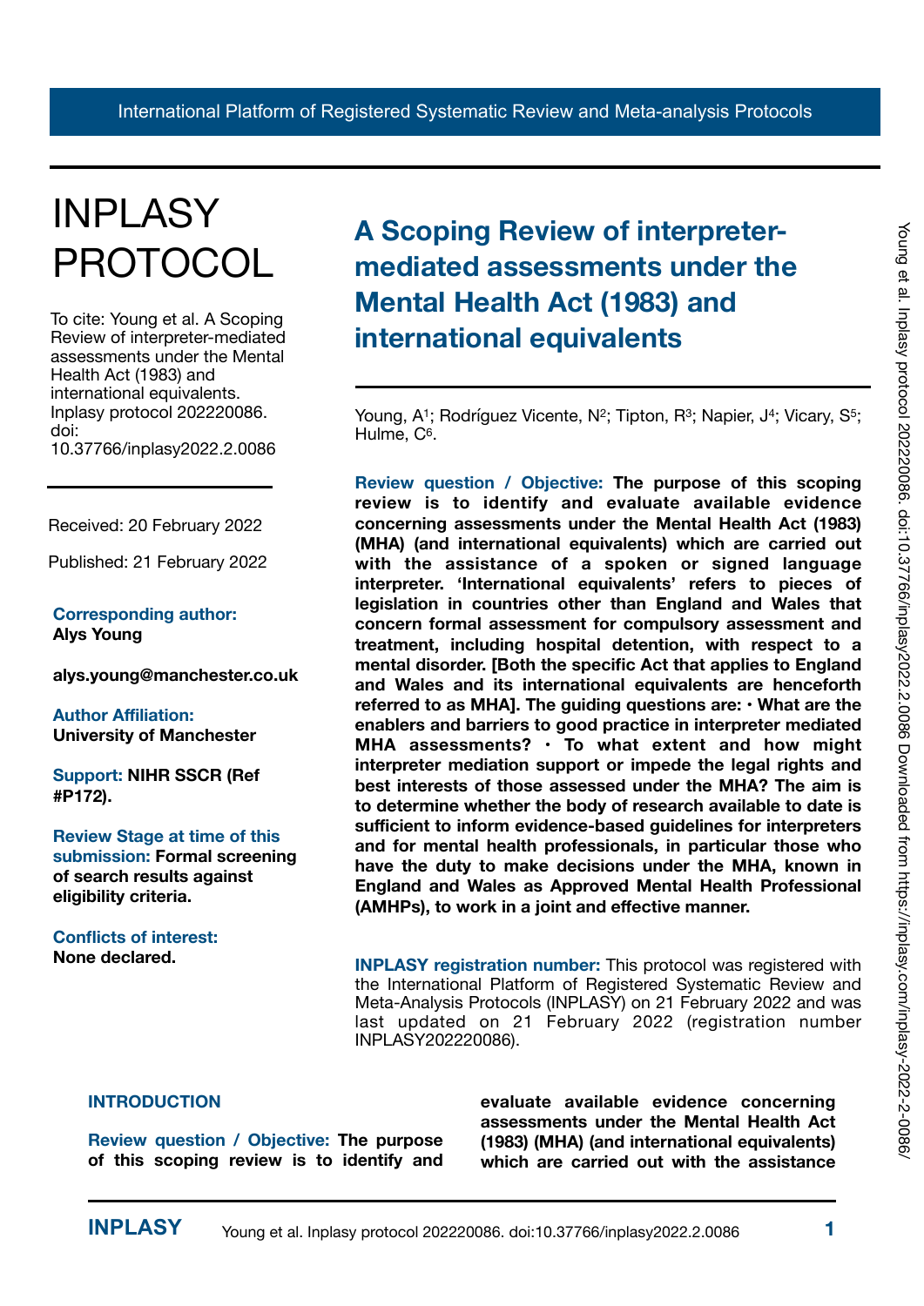# INPLASY PROTOCOL

To cite: Young et al. A Scoping Review of interpreter-mediated assessments under the Mental Health Act (1983) and international equivalents. Inplasy protocol 202220086. doi: 10.37766/inplasy2022.2.0086

Received: 20 February 2022

Published: 21 February 2022

**Corresponding author:**
**Alys Young**

**alys.young@manchester.co.uk**

**Author Affiliation:**
**University of Manchester**

**Support:** **NIHR SSCR (Ref #P172).**

**Review Stage at time of this submission:** **Formal screening of search results against eligibility criteria.**

**Conflicts of interest:**
**None declared.**

## A Scoping Review of interpreter-mediated assessments under the Mental Health Act (1983) and international equivalents

Young, A[1]; Rodríguez Vicente, N[2]; Tipton, R[3]; Napier, J[4]; Vicary, S[5]; Hulme, C[6].

**Review question / Objective:** **The purpose of this scoping review is to identify and evaluate available evidence concerning assessments under the Mental Health Act (1983) (MHA) (and international equivalents) which are carried out with the assistance of a spoken or signed language interpreter. 'International equivalents' refers to pieces of legislation in countries other than England and Wales that concern formal assessment for compulsory assessment and treatment, including hospital detention, with respect to a mental disorder. [Both the specific Act that applies to England and Wales and its international equivalents are henceforth referred to as MHA]. The guiding questions are: • What are the enablers and barriers to good practice in interpreter mediated MHA assessments? • To what extent and how might interpreter mediation support or impede the legal rights and best interests of those assessed under the MHA? The aim is to determine whether the body of research available to date is sufficient to inform evidence-based guidelines for interpreters and for mental health professionals, in particular those who have the duty to make decisions under the MHA, known in England and Wales as Approved Mental Health Professional (AMHPs), to work in a joint and effective manner.**

**INPLASY registration number:** This protocol was registered with the International Platform of Registered Systematic Review and Meta-Analysis Protocols (INPLASY) on 21 February 2022 and was last updated on 21 February 2022 (registration number INPLASY202220086).

### INTRODUCTION

**Review question / Objective:** **The purpose of this scoping review is to identify and evaluate available evidence concerning assessments under the Mental Health Act (1983) (MHA) (and international equivalents) which are carried out with the assistance**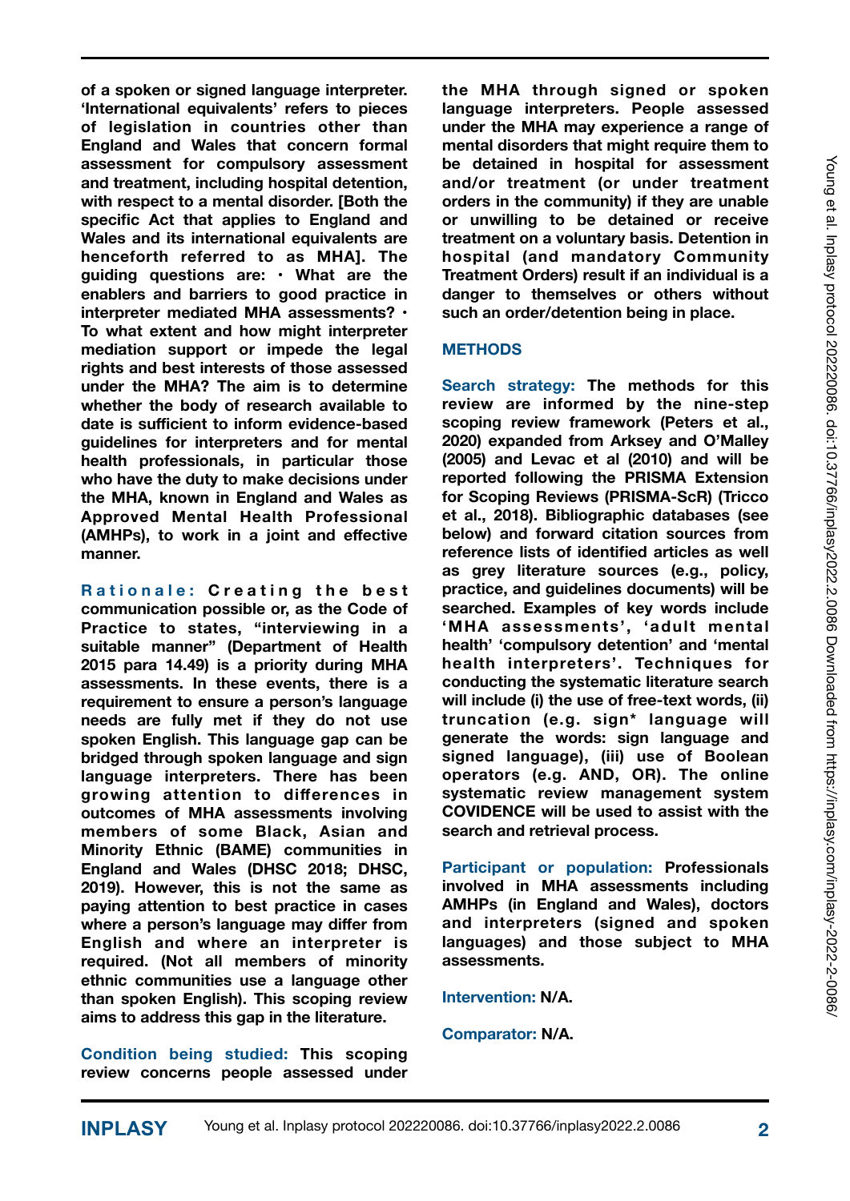of a spoken or signed language interpreter. 'International equivalents' refers to pieces of legislation in countries other than England and Wales that concern formal assessment for compulsory assessment and treatment, including hospital detention, with respect to a mental disorder. [Both the specific Act that applies to England and Wales and its international equivalents are henceforth referred to as MHA]. The guiding questions are: • What are the enablers and barriers to good practice in interpreter mediated MHA assessments? • To what extent and how might interpreter mediation support or impede the legal rights and best interests of those assessed under the MHA? The aim is to determine whether the body of research available to date is sufficient to inform evidence-based guidelines for interpreters and for mental health professionals, in particular those who have the duty to make decisions under the MHA, known in England and Wales as Approved Mental Health Professional (AMHPs), to work in a joint and effective manner.

**Rationale:** Creating the best communication possible or, as the Code of Practice to states, "interviewing in a suitable manner" (Department of Health 2015 para 14.49) is a priority during MHA assessments. In these events, there is a requirement to ensure a person's language needs are fully met if they do not use spoken English. This language gap can be bridged through spoken language and sign language interpreters. There has been growing attention to differences in outcomes of MHA assessments involving members of some Black, Asian and Minority Ethnic (BAME) communities in England and Wales (DHSC 2018; DHSC, 2019). However, this is not the same as paying attention to best practice in cases where a person's language may differ from English and where an interpreter is required. (Not all members of minority ethnic communities use a language other than spoken English). This scoping review aims to address this gap in the literature.

**Condition being studied:** This scoping review concerns people assessed under the MHA through signed or spoken language interpreters. People assessed under the MHA may experience a range of mental disorders that might require them to be detained in hospital for assessment and/or treatment (or under treatment orders in the community) if they are unable or unwilling to be detained or receive treatment on a voluntary basis. Detention in hospital (and mandatory Community Treatment Orders) result if an individual is a danger to themselves or others without such an order/detention being in place.

## METHODS

**Search strategy:** The methods for this review are informed by the nine-step scoping review framework (Peters et al., 2020) expanded from Arksey and O'Malley (2005) and Levac et al (2010) and will be reported following the PRISMA Extension for Scoping Reviews (PRISMA-ScR) (Tricco et al., 2018). Bibliographic databases (see below) and forward citation sources from reference lists of identified articles as well as grey literature sources (e.g., policy, practice, and guidelines documents) will be searched. Examples of key words include 'MHA assessments', 'adult mental health' 'compulsory detention' and 'mental health interpreters'. Techniques for conducting the systematic literature search will include (i) the use of free-text words, (ii) truncation (e.g. sign* language will generate the words: sign language and signed language), (iii) use of Boolean operators (e.g. AND, OR). The online systematic review management system COVIDENCE will be used to assist with the search and retrieval process.

**Participant or population:** Professionals involved in MHA assessments including AMHPs (in England and Wales), doctors and interpreters (signed and spoken languages) and those subject to MHA assessments.

**Intervention:** N/A.

**Comparator:** N/A.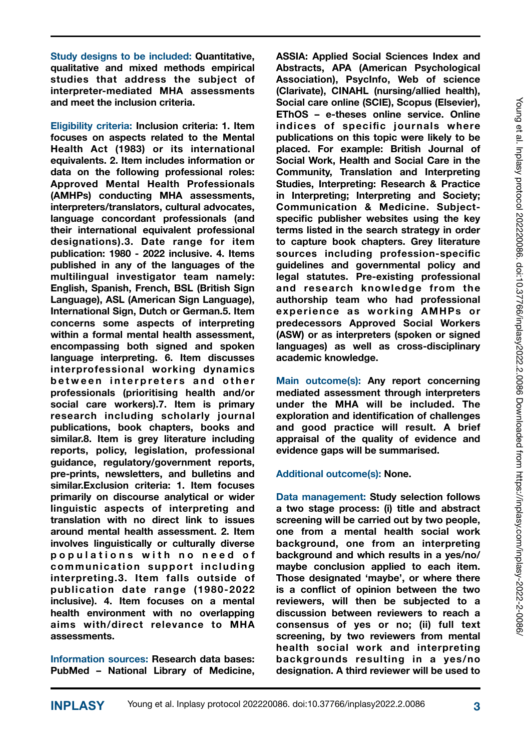**Study designs to be included:** Quantitative, qualitative and mixed methods empirical studies that address the subject of interpreter-mediated MHA assessments and meet the inclusion criteria.

**Eligibility criteria:** Inclusion criteria: 1. Item focuses on aspects related to the Mental Health Act (1983) or its international equivalents. 2. Item includes information or data on the following professional roles: Approved Mental Health Professionals (AMHPs) conducting MHA assessments, interpreters/translators, cultural advocates, language concordant professionals (and their international equivalent professional designations).3. Date range for item publication: 1980 - 2022 inclusive. 4. Items published in any of the languages of the multilingual investigator team namely: English, Spanish, French, BSL (British Sign Language), ASL (American Sign Language), International Sign, Dutch or German.5. Item concerns some aspects of interpreting within a formal mental health assessment, encompassing both signed and spoken language interpreting. 6. Item discusses interprofessional working dynamics between interpreters and other professionals (prioritising health and/or social care workers).7. Item is primary research including scholarly journal publications, book chapters, books and similar.8. Item is grey literature including reports, policy, legislation, professional guidance, regulatory/government reports, pre-prints, newsletters, and bulletins and similar.Exclusion criteria: 1. Item focuses primarily on discourse analytical or wider linguistic aspects of interpreting and translation with no direct link to issues around mental health assessment. 2. Item involves linguistically or culturally diverse populations with no need of communication support including interpreting.3. Item falls outside of publication date range (1980-2022 inclusive). 4. Item focuses on a mental health environment with no overlapping aims with/direct relevance to MHA assessments.

**Information sources:** Research data bases: PubMed – National Library of Medicine, ASSIA: Applied Social Sciences Index and Abstracts, APA (American Psychological Association), PsycInfo, Web of science (Clarivate), CINAHL (nursing/allied health), Social care online (SCIE), Scopus (Elsevier), EThOS – e-theses online service. Online indices of specific journals where publications on this topic were likely to be placed. For example: British Journal of Social Work, Health and Social Care in the Community, Translation and Interpreting Studies, Interpreting: Research & Practice in Interpreting; Interpreting and Society; Communication & Medicine. Subject-specific publisher websites using the key terms listed in the search strategy in order to capture book chapters. Grey literature sources including profession-specific guidelines and governmental policy and legal statutes. Pre-existing professional and research knowledge from the authorship team who had professional experience as working AMHPs or predecessors Approved Social Workers (ASW) or as interpreters (spoken or signed languages) as well as cross-disciplinary academic knowledge.

**Main outcome(s):** Any report concerning mediated assessment through interpreters under the MHA will be included. The exploration and identification of challenges and good practice will result. A brief appraisal of the quality of evidence and evidence gaps will be summarised.

**Additional outcome(s):** None.

**Data management:** Study selection follows a two stage process: (i) title and abstract screening will be carried out by two people, one from a mental health social work background, one from an interpreting background and which results in a yes/no/maybe conclusion applied to each item. Those designated 'maybe', or where there is a conflict of opinion between the two reviewers, will then be subjected to a discussion between reviewers to reach a consensus of yes or no; (ii) full text screening, by two reviewers from mental health social work and interpreting backgrounds resulting in a yes/no designation. A third reviewer will be used to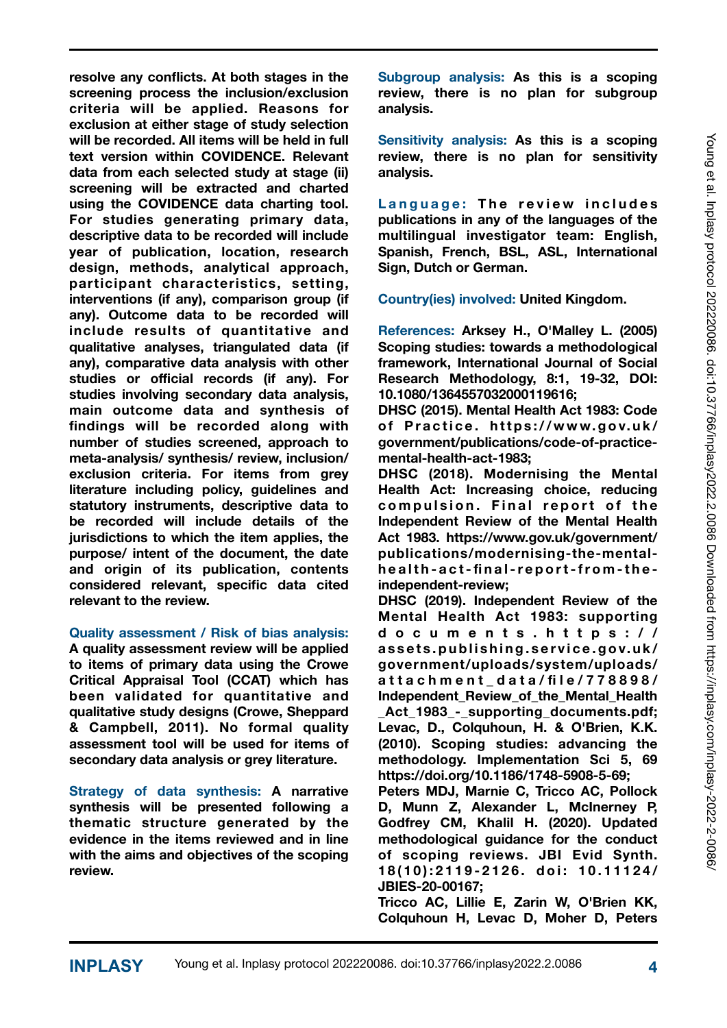resolve any conflicts. At both stages in the screening process the inclusion/exclusion criteria will be applied. Reasons for exclusion at either stage of study selection will be recorded. All items will be held in full text version within COVIDENCE. Relevant data from each selected study at stage (ii) screening will be extracted and charted using the COVIDENCE data charting tool. For studies generating primary data, descriptive data to be recorded will include year of publication, location, research design, methods, analytical approach, participant characteristics, setting, interventions (if any), comparison group (if any). Outcome data to be recorded will include results of quantitative and qualitative analyses, triangulated data (if any), comparative data analysis with other studies or official records (if any). For studies involving secondary data analysis, main outcome data and synthesis of findings will be recorded along with number of studies screened, approach to meta-analysis/ synthesis/ review, inclusion/ exclusion criteria. For items from grey literature including policy, guidelines and statutory instruments, descriptive data to be recorded will include details of the jurisdictions to which the item applies, the purpose/ intent of the document, the date and origin of its publication, contents considered relevant, specific data cited relevant to the review.

**Quality assessment / Risk of bias analysis:** A quality assessment review will be applied to items of primary data using the Crowe Critical Appraisal Tool (CCAT) which has been validated for quantitative and qualitative study designs (Crowe, Sheppard & Campbell, 2011). No formal quality assessment tool will be used for items of secondary data analysis or grey literature.

**Strategy of data synthesis:** A narrative synthesis will be presented following a thematic structure generated by the evidence in the items reviewed and in line with the aims and objectives of the scoping review.

**Subgroup analysis:** As this is a scoping review, there is no plan for subgroup analysis.

**Sensitivity analysis:** As this is a scoping review, there is no plan for sensitivity analysis.

**Language:** The review includes publications in any of the languages of the multilingual investigator team: English, Spanish, French, BSL, ASL, International Sign, Dutch or German.

**Country(ies) involved:** United Kingdom.

**References:** Arksey H., O'Malley L. (2005) Scoping studies: towards a methodological framework, International Journal of Social Research Methodology, 8:1, 19-32, DOI: 10.1080/1364557032000119616;

DHSC (2015). Mental Health Act 1983: Code of Practice. https://www.gov.uk/government/publications/code-of-practice-mental-health-act-1983;

DHSC (2018). Modernising the Mental Health Act: Increasing choice, reducing compulsion. Final report of the Independent Review of the Mental Health Act 1983. https://www.gov.uk/government/publications/modernising-the-mental-health-act-final-report-from-the-independent-review;

DHSC (2019). Independent Review of the Mental Health Act 1983: supporting documents. https://assets.publishing.service.gov.uk/government/uploads/system/uploads/attachment_data/file/778898/Independent_Review_of_the_Mental_Health_Act_1983_-_supporting_documents.pdf;

Levac, D., Colquhoun, H. & O'Brien, K.K. (2010). Scoping studies: advancing the methodology. Implementation Sci 5, 69 https://doi.org/10.1186/1748-5908-5-69;

Peters MDJ, Marnie C, Tricco AC, Pollock D, Munn Z, Alexander L, McInerney P, Godfrey CM, Khalil H. (2020). Updated methodological guidance for the conduct of scoping reviews. JBI Evid Synth. 18(10):2119-2126. doi: 10.11124/JBIES-20-00167;

Tricco AC, Lillie E, Zarin W, O'Brien KK, Colquhoun H, Levac D, Moher D, Peters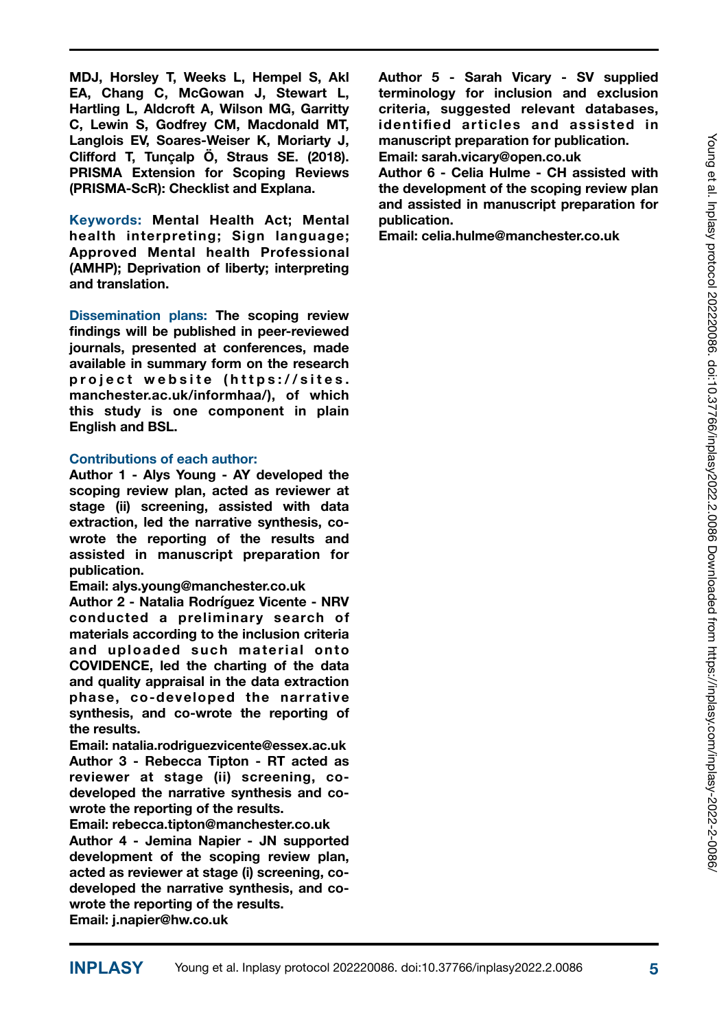MDJ, Horsley T, Weeks L, Hempel S, Akl EA, Chang C, McGowan J, Stewart L, Hartling L, Aldcroft A, Wilson MG, Garritty C, Lewin S, Godfrey CM, Macdonald MT, Langlois EV, Soares-Weiser K, Moriarty J, Clifford T, Tunçalp Ö, Straus SE. (2018). PRISMA Extension for Scoping Reviews (PRISMA-ScR): Checklist and Explana.

**Keywords:** Mental Health Act; Mental health interpreting; Sign language; Approved Mental health Professional (AMHP); Deprivation of liberty; interpreting and translation.

**Dissemination plans:** The scoping review findings will be published in peer-reviewed journals, presented at conferences, made available in summary form on the research project website (https://sites.manchester.ac.uk/informhaa/), of which this study is one component in plain English and BSL.

**Contributions of each author:**

Author 1 - Alys Young - AY developed the scoping review plan, acted as reviewer at stage (ii) screening, assisted with data extraction, led the narrative synthesis, co-wrote the reporting of the results and assisted in manuscript preparation for publication.
Email: alys.young@manchester.co.uk

Author 2 - Natalia Rodríguez Vicente - NRV conducted a preliminary search of materials according to the inclusion criteria and uploaded such material onto COVIDENCE, led the charting of the data and quality appraisal in the data extraction phase, co-developed the narrative synthesis, and co-wrote the reporting of the results.
Email: natalia.rodriguezvicente@essex.ac.uk

Author 3 - Rebecca Tipton - RT acted as reviewer at stage (ii) screening, co-developed the narrative synthesis and co-wrote the reporting of the results.
Email: rebecca.tipton@manchester.co.uk

Author 4 - Jemina Napier - JN supported development of the scoping review plan, acted as reviewer at stage (i) screening, co-developed the narrative synthesis, and co-wrote the reporting of the results.
Email: j.napier@hw.co.uk

Author 5 - Sarah Vicary - SV supplied terminology for inclusion and exclusion criteria, suggested relevant databases, identified articles and assisted in manuscript preparation for publication.
Email: sarah.vicary@open.co.uk

Author 6 - Celia Hulme - CH assisted with the development of the scoping review plan and assisted in manuscript preparation for publication.
Email: celia.hulme@manchester.co.uk